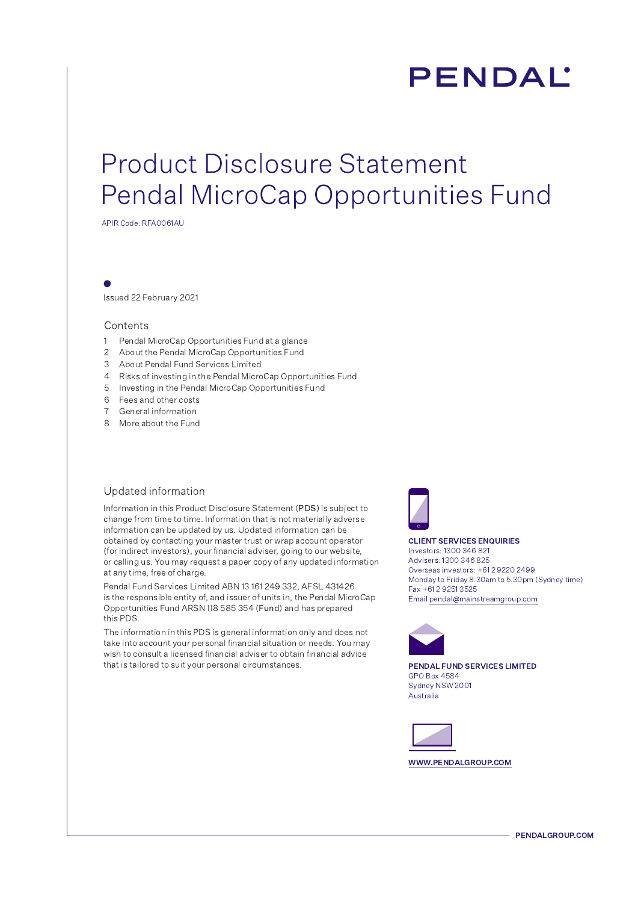PENDAL

# Product Disclosure Statement
# Pendal MicroCap Opportunities Fund

APIR Code: RFA0061AU

Issued 22 February 2021

## Contents

1. Pendal MicroCap Opportunities Fund at a glance
2. About the Pendal MicroCap Opportunities Fund
3. About Pendal Fund Services Limited
4. Risks of investing in the Pendal MicroCap Opportunities Fund
5. Investing in the Pendal MicroCap Opportunities Fund
6. Fees and other costs
7. General information
8. More about the Fund

## Updated information

Information in this Product Disclosure Statement (**PDS**) is subject to change from time to time. Information that is not materially adverse information can be updated by us. Updated information can be obtained by contacting your master trust or wrap account operator (for indirect investors), your financial adviser, going to our website, or calling us. You may request a paper copy of any updated information at any time, free of charge.

Pendal Fund Services Limited ABN 13 161 249 332, AFSL 431426 is the responsible entity of, and issuer of units in, the Pendal MicroCap Opportunities Fund ARSN 118 585 354 (**Fund**) and has prepared this PDS.

The information in this PDS is general information only and does not take into account your personal financial situation or needs. You may wish to consult a licensed financial adviser to obtain financial advice that is tailored to suit your personal circumstances.

**CLIENT SERVICES ENQUIRIES**
Investors: 1300 346 821
Advisers: 1300 346 825
Overseas investors: +61 2 9220 2499
Monday to Friday 8.30am to 5.30pm (Sydney time)
Fax +61 2 9251 3525
Email pendal@mainstreamgroup.com

**PENDAL FUND SERVICES LIMITED**
GPO Box 4584
Sydney NSW 2001
Australia

**WWW.PENDALGROUP.COM**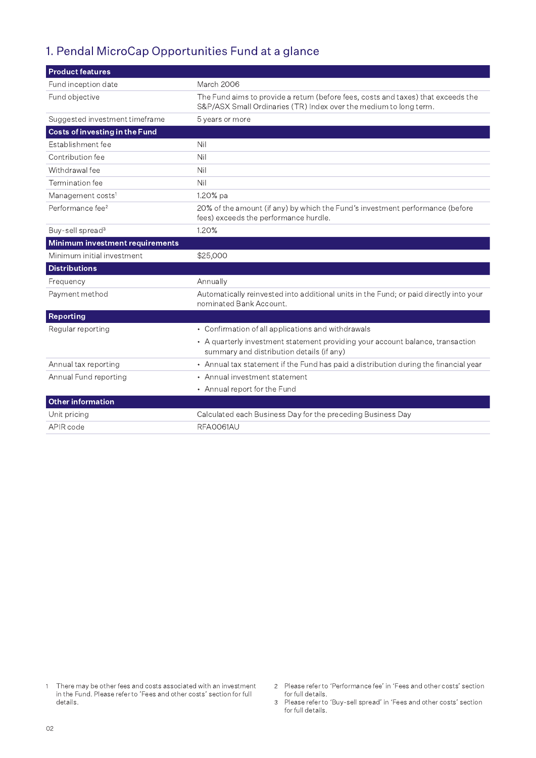## 1. Pendal MicroCap Opportunities Fund at a glance

| **Product features** | |
|---|---|
| Fund inception date | March 2006 |
| Fund objective | The Fund aims to provide a return (before fees, costs and taxes) that exceeds the S&P/ASX Small Ordinaries (TR) Index over the medium to long term. |
| Suggested investment timeframe | 5 years or more |
| **Costs of investing in the Fund** | |
| Establishment fee | Nil |
| Contribution fee | Nil |
| Withdrawal fee | Nil |
| Termination fee | Nil |
| Management costs[1] | 1.20% pa |
| Performance fee[2] | 20% of the amount (if any) by which the Fund's investment performance (before fees) exceeds the performance hurdle. |
| Buy-sell spread[3] | 1.20% |
| **Minimum investment requirements** | |
| Minimum initial investment | $25,000 |
| **Distributions** | |
| Frequency | Annually |
| Payment method | Automatically reinvested into additional units in the Fund; or paid directly into your nominated Bank Account. |
| **Reporting** | |
| Regular reporting | • Confirmation of all applications and withdrawals<br>• A quarterly investment statement providing your account balance, transaction summary and distribution details (if any) |
| Annual tax reporting | • Annual tax statement if the Fund has paid a distribution during the financial year |
| Annual Fund reporting | • Annual investment statement<br>• Annual report for the Fund |
| **Other information** | |
| Unit pricing | Calculated each Business Day for the preceding Business Day |
| APIR code | RFA0061AU |

1 There may be other fees and costs associated with an investment in the Fund. Please refer to 'Fees and other costs' section for full details.

2 Please refer to 'Performance fee' in 'Fees and other costs' section for full details.

3 Please refer to 'Buy-sell spread' in 'Fees and other costs' section for full details.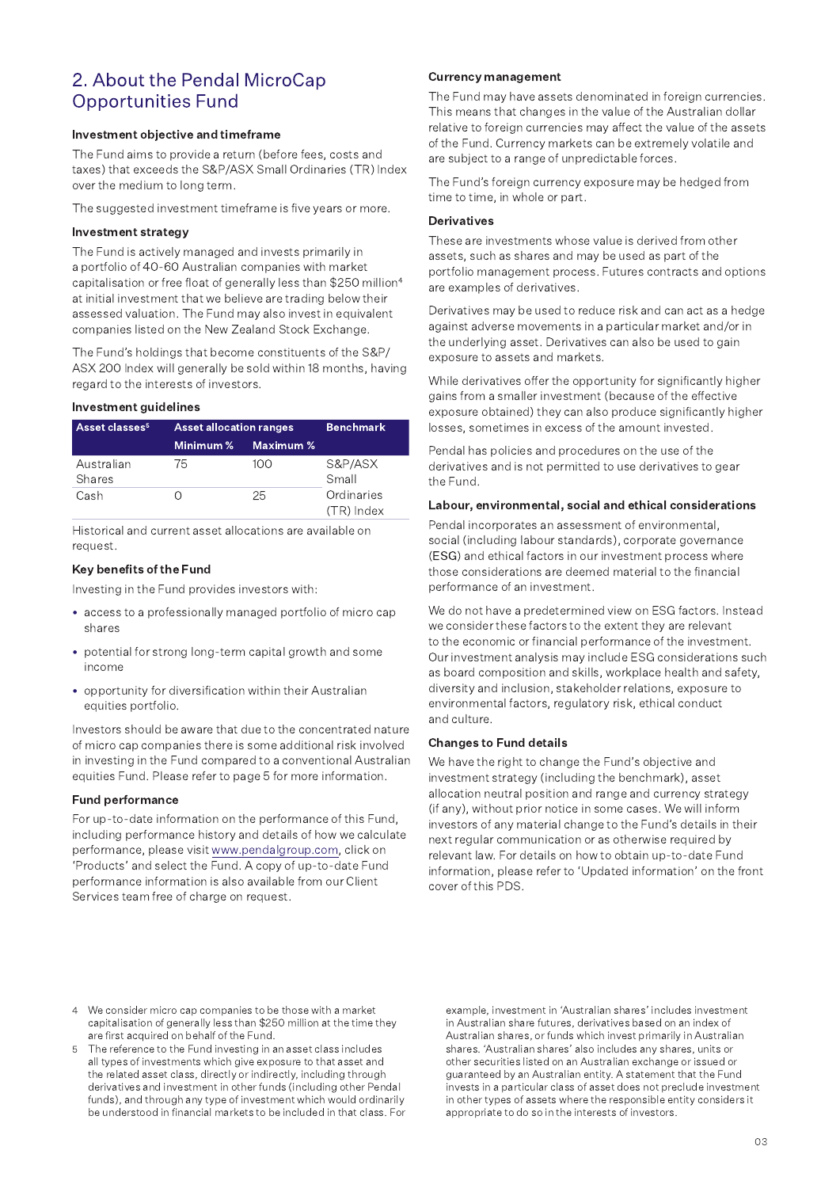## 2. About the Pendal MicroCap Opportunities Fund

### Investment objective and timeframe

The Fund aims to provide a return (before fees, costs and taxes) that exceeds the S&P/ASX Small Ordinaries (TR) Index over the medium to long term.

The suggested investment timeframe is five years or more.

### Investment strategy

The Fund is actively managed and invests primarily in a portfolio of 40-60 Australian companies with market capitalisation or free float of generally less than $250 million[4] at initial investment that we believe are trading below their assessed valuation. The Fund may also invest in equivalent companies listed on the New Zealand Stock Exchange.

The Fund's holdings that become constituents of the S&P/ASX 200 Index will generally be sold within 18 months, having regard to the interests of investors.

### Investment guidelines

| Asset classes[5] | Asset allocation ranges | | Benchmark |
|---|---|---|---|
| | Minimum % | Maximum % | |
| Australian Shares | 75 | 100 | S&P/ASX Small Ordinaries (TR) Index |
| Cash | 0 | 25 | |

Historical and current asset allocations are available on request.

### Key benefits of the Fund

Investing in the Fund provides investors with:

- access to a professionally managed portfolio of micro cap shares
- potential for strong long-term capital growth and some income
- opportunity for diversification within their Australian equities portfolio.

Investors should be aware that due to the concentrated nature of micro cap companies there is some additional risk involved in investing in the Fund compared to a conventional Australian equities Fund. Please refer to page 5 for more information.

### Fund performance

For up-to-date information on the performance of this Fund, including performance history and details of how we calculate performance, please visit www.pendalgroup.com, click on 'Products' and select the Fund. A copy of up-to-date Fund performance information is also available from our Client Services team free of charge on request.

### Currency management

The Fund may have assets denominated in foreign currencies. This means that changes in the value of the Australian dollar relative to foreign currencies may affect the value of the assets of the Fund. Currency markets can be extremely volatile and are subject to a range of unpredictable forces.

The Fund's foreign currency exposure may be hedged from time to time, in whole or part.

### Derivatives

These are investments whose value is derived from other assets, such as shares and may be used as part of the portfolio management process. Futures contracts and options are examples of derivatives.

Derivatives may be used to reduce risk and can act as a hedge against adverse movements in a particular market and/or in the underlying asset. Derivatives can also be used to gain exposure to assets and markets.

While derivatives offer the opportunity for significantly higher gains from a smaller investment (because of the effective exposure obtained) they can also produce significantly higher losses, sometimes in excess of the amount invested.

Pendal has policies and procedures on the use of the derivatives and is not permitted to use derivatives to gear the Fund.

### Labour, environmental, social and ethical considerations

Pendal incorporates an assessment of environmental, social (including labour standards), corporate governance (ESG) and ethical factors in our investment process where those considerations are deemed material to the financial performance of an investment.

We do not have a predetermined view on ESG factors. Instead we consider these factors to the extent they are relevant to the economic or financial performance of the investment. Our investment analysis may include ESG considerations such as board composition and skills, workplace health and safety, diversity and inclusion, stakeholder relations, exposure to environmental factors, regulatory risk, ethical conduct and culture.

### Changes to Fund details

We have the right to change the Fund's objective and investment strategy (including the benchmark), asset allocation neutral position and range and currency strategy (if any), without prior notice in some cases. We will inform investors of any material change to the Fund's details in their next regular communication or as otherwise required by relevant law. For details on how to obtain up-to-date Fund information, please refer to 'Updated information' on the front cover of this PDS.

---

4 We consider micro cap companies to be those with a market capitalisation of generally less than $250 million at the time they are first acquired on behalf of the Fund.

5 The reference to the Fund investing in an asset class includes all types of investments which give exposure to that asset and the related asset class, directly or indirectly, including through derivatives and investment in other funds (including other Pendal funds), and through any type of investment which would ordinarily be understood in financial markets to be included in that class. For example, investment in 'Australian shares' includes investment in Australian share futures, derivatives based on an index of Australian shares, or funds which invest primarily in Australian shares. 'Australian shares' also includes any shares, units or other securities listed on an Australian exchange or issued or guaranteed by an Australian entity. A statement that the Fund invests in a particular class of asset does not preclude investment in other types of assets where the responsible entity considers it appropriate to do so in the interests of investors.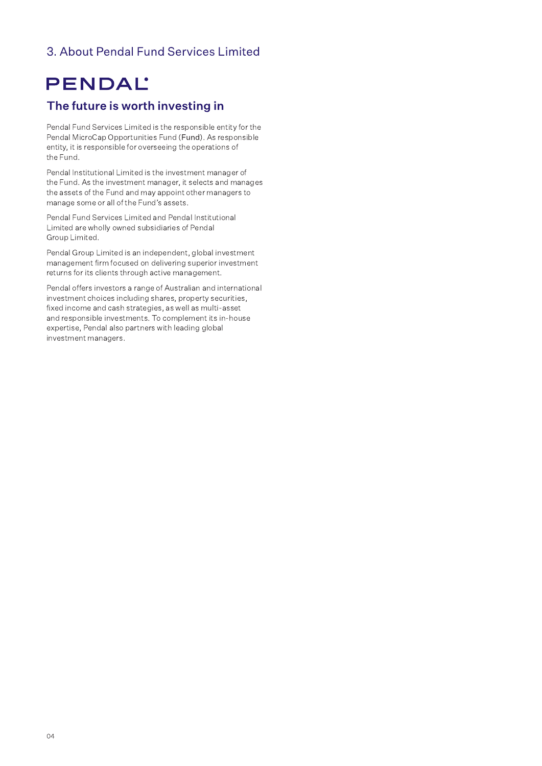## 3. About Pendal Fund Services Limited

PENDAL

### The future is worth investing in

Pendal Fund Services Limited is the responsible entity for the Pendal MicroCap Opportunities Fund (**Fund**). As responsible entity, it is responsible for overseeing the operations of the Fund.

Pendal Institutional Limited is the investment manager of the Fund. As the investment manager, it selects and manages the assets of the Fund and may appoint other managers to manage some or all of the Fund's assets.

Pendal Fund Services Limited and Pendal Institutional Limited are wholly owned subsidiaries of Pendal Group Limited.

Pendal Group Limited is an independent, global investment management firm focused on delivering superior investment returns for its clients through active management.

Pendal offers investors a range of Australian and international investment choices including shares, property securities, fixed income and cash strategies, as well as multi-asset and responsible investments. To complement its in-house expertise, Pendal also partners with leading global investment managers.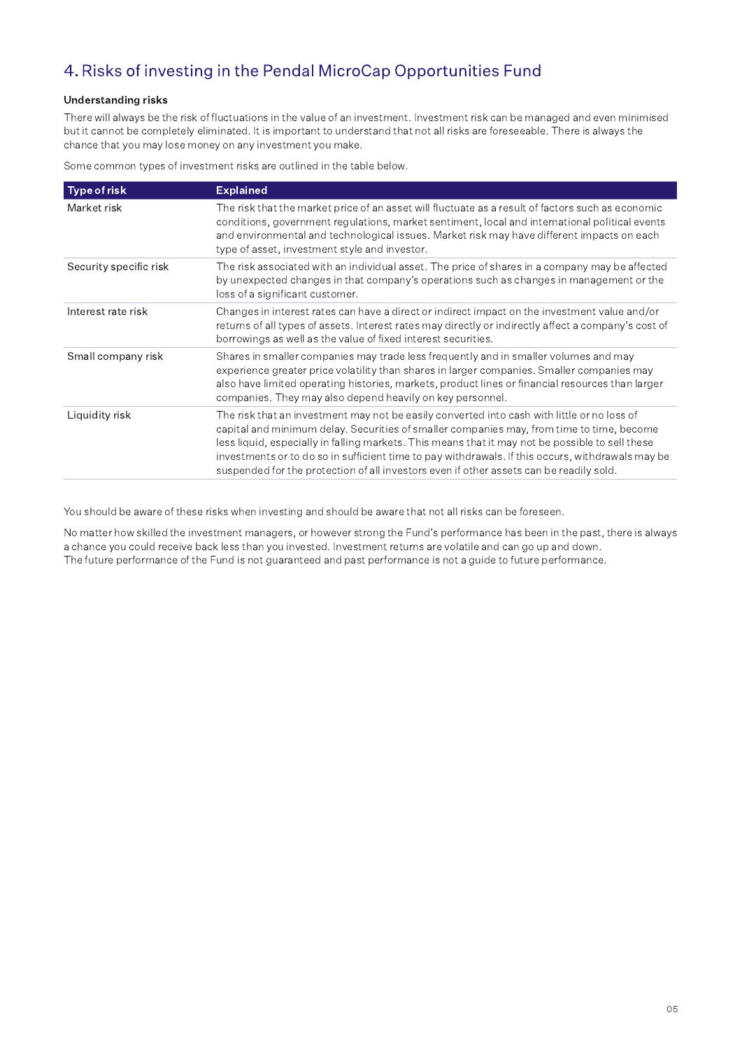## 4. Risks of investing in the Pendal MicroCap Opportunities Fund

### Understanding risks

There will always be the risk of fluctuations in the value of an investment. Investment risk can be managed and even minimised but it cannot be completely eliminated. It is important to understand that not all risks are foreseeable. There is always the chance that you may lose money on any investment you make.

Some common types of investment risks are outlined in the table below.

| Type of risk | Explained |
|---|---|
| Market risk | The risk that the market price of an asset will fluctuate as a result of factors such as economic conditions, government regulations, market sentiment, local and international political events and environmental and technological issues. Market risk may have different impacts on each type of asset, investment style and investor. |
| Security specific risk | The risk associated with an individual asset. The price of shares in a company may be affected by unexpected changes in that company's operations such as changes in management or the loss of a significant customer. |
| Interest rate risk | Changes in interest rates can have a direct or indirect impact on the investment value and/or returns of all types of assets. Interest rates may directly or indirectly affect a company's cost of borrowings as well as the value of fixed interest securities. |
| Small company risk | Shares in smaller companies may trade less frequently and in smaller volumes and may experience greater price volatility than shares in larger companies. Smaller companies may also have limited operating histories, markets, product lines or financial resources than larger companies. They may also depend heavily on key personnel. |
| Liquidity risk | The risk that an investment may not be easily converted into cash with little or no loss of capital and minimum delay. Securities of smaller companies may, from time to time, become less liquid, especially in falling markets. This means that it may not be possible to sell these investments or to do so in sufficient time to pay withdrawals. If this occurs, withdrawals may be suspended for the protection of all investors even if other assets can be readily sold. |

You should be aware of these risks when investing and should be aware that not all risks can be foreseen.

No matter how skilled the investment managers, or however strong the Fund's performance has been in the past, there is always a chance you could receive back less than you invested. Investment returns are volatile and can go up and down. The future performance of the Fund is not guaranteed and past performance is not a guide to future performance.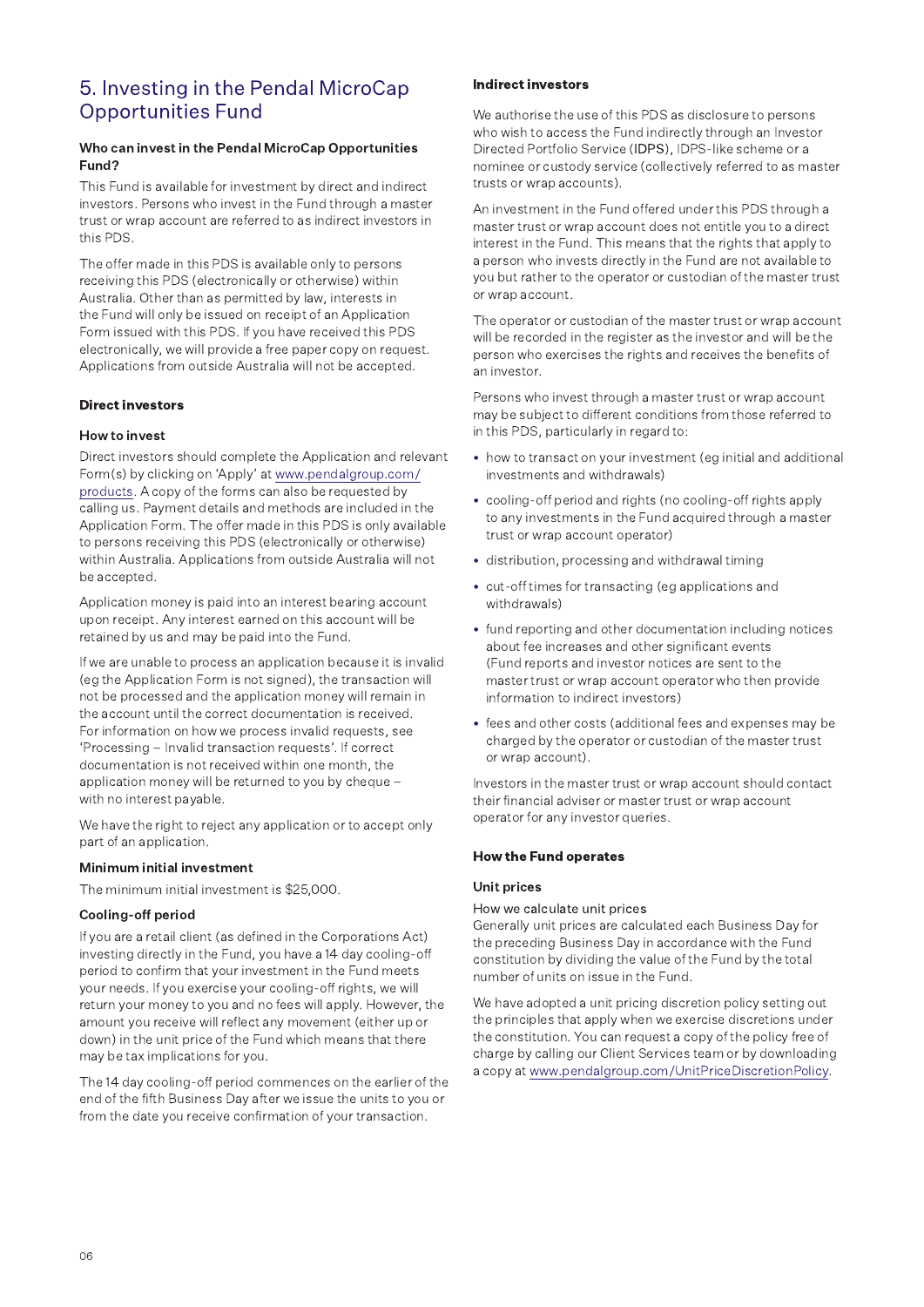# 5. Investing in the Pendal MicroCap Opportunities Fund

### Who can invest in the Pendal MicroCap Opportunities Fund?

This Fund is available for investment by direct and indirect investors. Persons who invest in the Fund through a master trust or wrap account are referred to as indirect investors in this PDS.

The offer made in this PDS is available only to persons receiving this PDS (electronically or otherwise) within Australia. Other than as permitted by law, interests in the Fund will only be issued on receipt of an Application Form issued with this PDS. If you have received this PDS electronically, we will provide a free paper copy on request. Applications from outside Australia will not be accepted.

## Direct investors

### How to invest

Direct investors should complete the Application and relevant Form(s) by clicking on 'Apply' at www.pendalgroup.com/products. A copy of the forms can also be requested by calling us. Payment details and methods are included in the Application Form. The offer made in this PDS is only available to persons receiving this PDS (electronically or otherwise) within Australia. Applications from outside Australia will not be accepted.

Application money is paid into an interest bearing account upon receipt. Any interest earned on this account will be retained by us and may be paid into the Fund.

If we are unable to process an application because it is invalid (eg the Application Form is not signed), the transaction will not be processed and the application money will remain in the account until the correct documentation is received. For information on how we process invalid requests, see 'Processing – Invalid transaction requests'. If correct documentation is not received within one month, the application money will be returned to you by cheque – with no interest payable.

We have the right to reject any application or to accept only part of an application.

### Minimum initial investment

The minimum initial investment is $25,000.

### Cooling-off period

If you are a retail client (as defined in the Corporations Act) investing directly in the Fund, you have a 14 day cooling-off period to confirm that your investment in the Fund meets your needs. If you exercise your cooling-off rights, we will return your money to you and no fees will apply. However, the amount you receive will reflect any movement (either up or down) in the unit price of the Fund which means that there may be tax implications for you.

The 14 day cooling-off period commences on the earlier of the end of the fifth Business Day after we issue the units to you or from the date you receive confirmation of your transaction.

## Indirect investors

We authorise the use of this PDS as disclosure to persons who wish to access the Fund indirectly through an Investor Directed Portfolio Service (IDPS), IDPS-like scheme or a nominee or custody service (collectively referred to as master trusts or wrap accounts).

An investment in the Fund offered under this PDS through a master trust or wrap account does not entitle you to a direct interest in the Fund. This means that the rights that apply to a person who invests directly in the Fund are not available to you but rather to the operator or custodian of the master trust or wrap account.

The operator or custodian of the master trust or wrap account will be recorded in the register as the investor and will be the person who exercises the rights and receives the benefits of an investor.

Persons who invest through a master trust or wrap account may be subject to different conditions from those referred to in this PDS, particularly in regard to:

- how to transact on your investment (eg initial and additional investments and withdrawals)
- cooling-off period and rights (no cooling-off rights apply to any investments in the Fund acquired through a master trust or wrap account operator)
- distribution, processing and withdrawal timing
- cut-off times for transacting (eg applications and withdrawals)
- fund reporting and other documentation including notices about fee increases and other significant events (Fund reports and investor notices are sent to the master trust or wrap account operator who then provide information to indirect investors)
- fees and other costs (additional fees and expenses may be charged by the operator or custodian of the master trust or wrap account).

Investors in the master trust or wrap account should contact their financial adviser or master trust or wrap account operator for any investor queries.

## How the Fund operates

### Unit prices

#### How we calculate unit prices

Generally unit prices are calculated each Business Day for the preceding Business Day in accordance with the Fund constitution by dividing the value of the Fund by the total number of units on issue in the Fund.

We have adopted a unit pricing discretion policy setting out the principles that apply when we exercise discretions under the constitution. You can request a copy of the policy free of charge by calling our Client Services team or by downloading a copy at www.pendalgroup.com/UnitPriceDiscretionPolicy.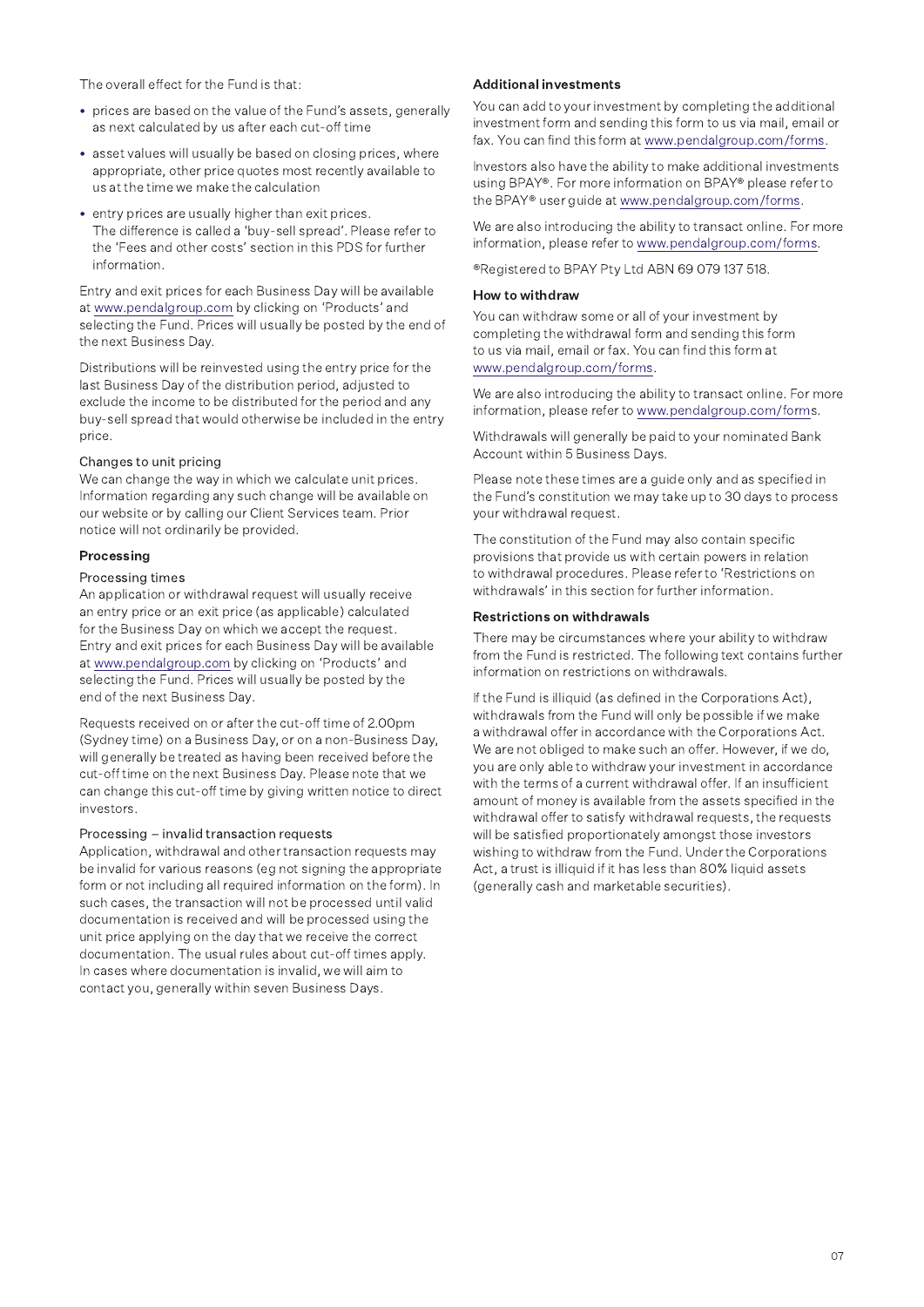The overall effect for the Fund is that:

- prices are based on the value of the Fund's assets, generally as next calculated by us after each cut-off time
- asset values will usually be based on closing prices, where appropriate, other price quotes most recently available to us at the time we make the calculation
- entry prices are usually higher than exit prices. The difference is called a 'buy-sell spread'. Please refer to the 'Fees and other costs' section in this PDS for further information.

Entry and exit prices for each Business Day will be available at www.pendalgroup.com by clicking on 'Products' and selecting the Fund. Prices will usually be posted by the end of the next Business Day.

Distributions will be reinvested using the entry price for the last Business Day of the distribution period, adjusted to exclude the income to be distributed for the period and any buy-sell spread that would otherwise be included in the entry price.

#### Changes to unit pricing

We can change the way in which we calculate unit prices. Information regarding any such change will be available on our website or by calling our Client Services team. Prior notice will not ordinarily be provided.

### Processing

#### Processing times

An application or withdrawal request will usually receive an entry price or an exit price (as applicable) calculated for the Business Day on which we accept the request. Entry and exit prices for each Business Day will be available at www.pendalgroup.com by clicking on 'Products' and selecting the Fund. Prices will usually be posted by the end of the next Business Day.

Requests received on or after the cut-off time of 2.00pm (Sydney time) on a Business Day, or on a non-Business Day, will generally be treated as having been received before the cut-off time on the next Business Day. Please note that we can change this cut-off time by giving written notice to direct investors.

#### Processing – invalid transaction requests

Application, withdrawal and other transaction requests may be invalid for various reasons (eg not signing the appropriate form or not including all required information on the form). In such cases, the transaction will not be processed until valid documentation is received and will be processed using the unit price applying on the day that we receive the correct documentation. The usual rules about cut-off times apply. In cases where documentation is invalid, we will aim to contact you, generally within seven Business Days.

### Additional investments

You can add to your investment by completing the additional investment form and sending this form to us via mail, email or fax. You can find this form at www.pendalgroup.com/forms.

Investors also have the ability to make additional investments using BPAY®. For more information on BPAY® please refer to the BPAY® user guide at www.pendalgroup.com/forms.

We are also introducing the ability to transact online. For more information, please refer to www.pendalgroup.com/forms.

®Registered to BPAY Pty Ltd ABN 69 079 137 518.

### How to withdraw

You can withdraw some or all of your investment by completing the withdrawal form and sending this form to us via mail, email or fax. You can find this form at www.pendalgroup.com/forms.

We are also introducing the ability to transact online. For more information, please refer to www.pendalgroup.com/forms.

Withdrawals will generally be paid to your nominated Bank Account within 5 Business Days.

Please note these times are a guide only and as specified in the Fund's constitution we may take up to 30 days to process your withdrawal request.

The constitution of the Fund may also contain specific provisions that provide us with certain powers in relation to withdrawal procedures. Please refer to 'Restrictions on withdrawals' in this section for further information.

### Restrictions on withdrawals

There may be circumstances where your ability to withdraw from the Fund is restricted. The following text contains further information on restrictions on withdrawals.

If the Fund is illiquid (as defined in the Corporations Act), withdrawals from the Fund will only be possible if we make a withdrawal offer in accordance with the Corporations Act. We are not obliged to make such an offer. However, if we do, you are only able to withdraw your investment in accordance with the terms of a current withdrawal offer. If an insufficient amount of money is available from the assets specified in the withdrawal offer to satisfy withdrawal requests, the requests will be satisfied proportionately amongst those investors wishing to withdraw from the Fund. Under the Corporations Act, a trust is illiquid if it has less than 80% liquid assets (generally cash and marketable securities).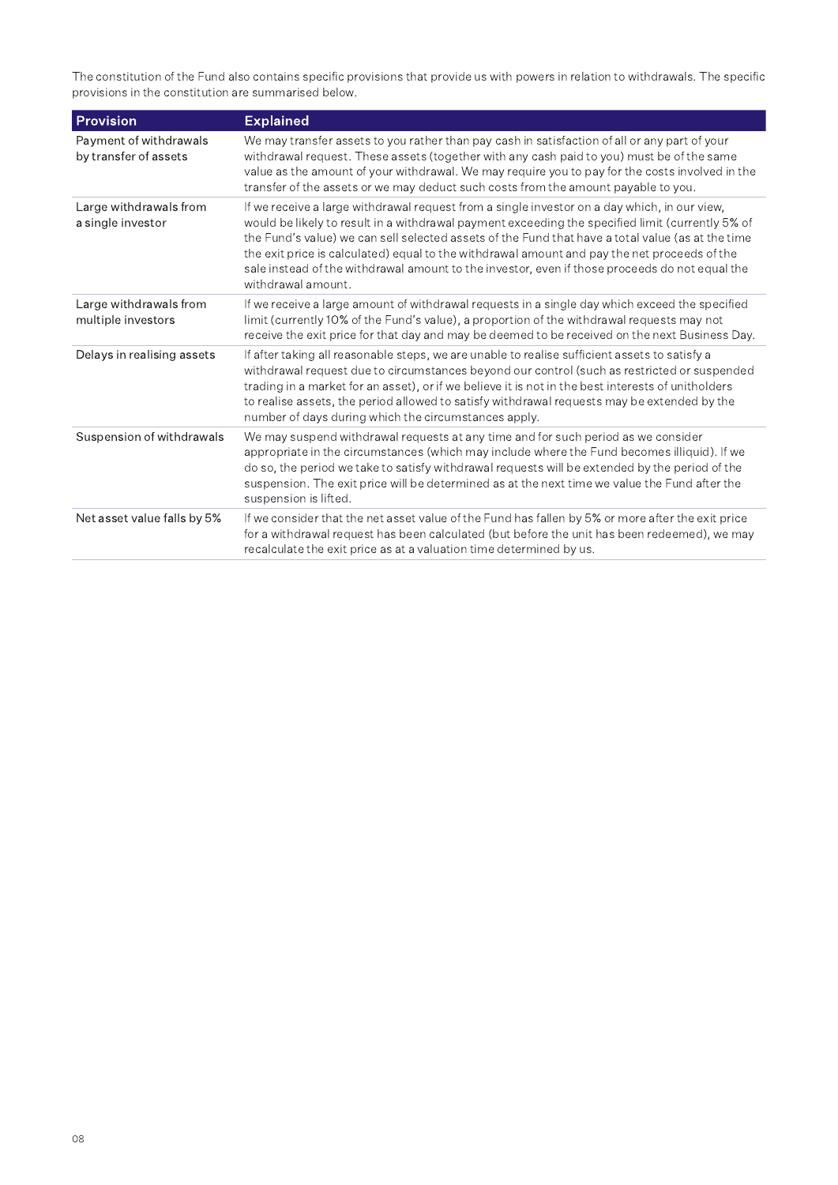The constitution of the Fund also contains specific provisions that provide us with powers in relation to withdrawals. The specific provisions in the constitution are summarised below.

| Provision | Explained |
| --- | --- |
| Payment of withdrawals by transfer of assets | We may transfer assets to you rather than pay cash in satisfaction of all or any part of your withdrawal request. These assets (together with any cash paid to you) must be of the same value as the amount of your withdrawal. We may require you to pay for the costs involved in the transfer of the assets or we may deduct such costs from the amount payable to you. |
| Large withdrawals from a single investor | If we receive a large withdrawal request from a single investor on a day which, in our view, would be likely to result in a withdrawal payment exceeding the specified limit (currently 5% of the Fund's value) we can sell selected assets of the Fund that have a total value (as at the time the exit price is calculated) equal to the withdrawal amount and pay the net proceeds of the sale instead of the withdrawal amount to the investor, even if those proceeds do not equal the withdrawal amount. |
| Large withdrawals from multiple investors | If we receive a large amount of withdrawal requests in a single day which exceed the specified limit (currently 10% of the Fund's value), a proportion of the withdrawal requests may not receive the exit price for that day and may be deemed to be received on the next Business Day. |
| Delays in realising assets | If after taking all reasonable steps, we are unable to realise sufficient assets to satisfy a withdrawal request due to circumstances beyond our control (such as restricted or suspended trading in a market for an asset), or if we believe it is not in the best interests of unitholders to realise assets, the period allowed to satisfy withdrawal requests may be extended by the number of days during which the circumstances apply. |
| Suspension of withdrawals | We may suspend withdrawal requests at any time and for such period as we consider appropriate in the circumstances (which may include where the Fund becomes illiquid). If we do so, the period we take to satisfy withdrawal requests will be extended by the period of the suspension. The exit price will be determined as at the next time we value the Fund after the suspension is lifted. |
| Net asset value falls by 5% | If we consider that the net asset value of the Fund has fallen by 5% or more after the exit price for a withdrawal request has been calculated (but before the unit has been redeemed), we may recalculate the exit price as at a valuation time determined by us. |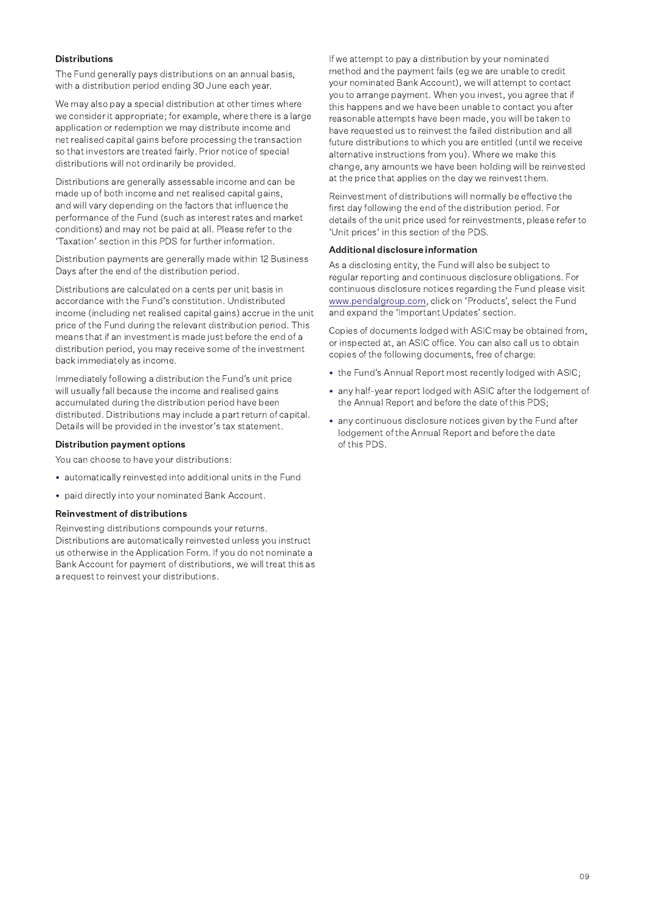### Distributions

The Fund generally pays distributions on an annual basis, with a distribution period ending 30 June each year.

We may also pay a special distribution at other times where we consider it appropriate; for example, where there is a large application or redemption we may distribute income and net realised capital gains before processing the transaction so that investors are treated fairly. Prior notice of special distributions will not ordinarily be provided.

Distributions are generally assessable income and can be made up of both income and net realised capital gains, and will vary depending on the factors that influence the performance of the Fund (such as interest rates and market conditions) and may not be paid at all. Please refer to the 'Taxation' section in this PDS for further information.

Distribution payments are generally made within 12 Business Days after the end of the distribution period.

Distributions are calculated on a cents per unit basis in accordance with the Fund's constitution. Undistributed income (including net realised capital gains) accrue in the unit price of the Fund during the relevant distribution period. This means that if an investment is made just before the end of a distribution period, you may receive some of the investment back immediately as income.

Immediately following a distribution the Fund's unit price will usually fall because the income and realised gains accumulated during the distribution period have been distributed. Distributions may include a part return of capital. Details will be provided in the investor's tax statement.

### Distribution payment options

You can choose to have your distributions:

- automatically reinvested into additional units in the Fund
- paid directly into your nominated Bank Account.

### Reinvestment of distributions

Reinvesting distributions compounds your returns. Distributions are automatically reinvested unless you instruct us otherwise in the Application Form. If you do not nominate a Bank Account for payment of distributions, we will treat this as a request to reinvest your distributions.

If we attempt to pay a distribution by your nominated method and the payment fails (eg we are unable to credit your nominated Bank Account), we will attempt to contact you to arrange payment. When you invest, you agree that if this happens and we have been unable to contact you after reasonable attempts have been made, you will be taken to have requested us to reinvest the failed distribution and all future distributions to which you are entitled (until we receive alternative instructions from you). Where we make this change, any amounts we have been holding will be reinvested at the price that applies on the day we reinvest them.

Reinvestment of distributions will normally be effective the first day following the end of the distribution period. For details of the unit price used for reinvestments, please refer to 'Unit prices' in this section of the PDS.

### Additional disclosure information

As a disclosing entity, the Fund will also be subject to regular reporting and continuous disclosure obligations. For continuous disclosure notices regarding the Fund please visit www.pendalgroup.com, click on 'Products', select the Fund and expand the 'Important Updates' section.

Copies of documents lodged with ASIC may be obtained from, or inspected at, an ASIC office. You can also call us to obtain copies of the following documents, free of charge:

- the Fund's Annual Report most recently lodged with ASIC;
- any half-year report lodged with ASIC after the lodgement of the Annual Report and before the date of this PDS;
- any continuous disclosure notices given by the Fund after lodgement of the Annual Report and before the date of this PDS.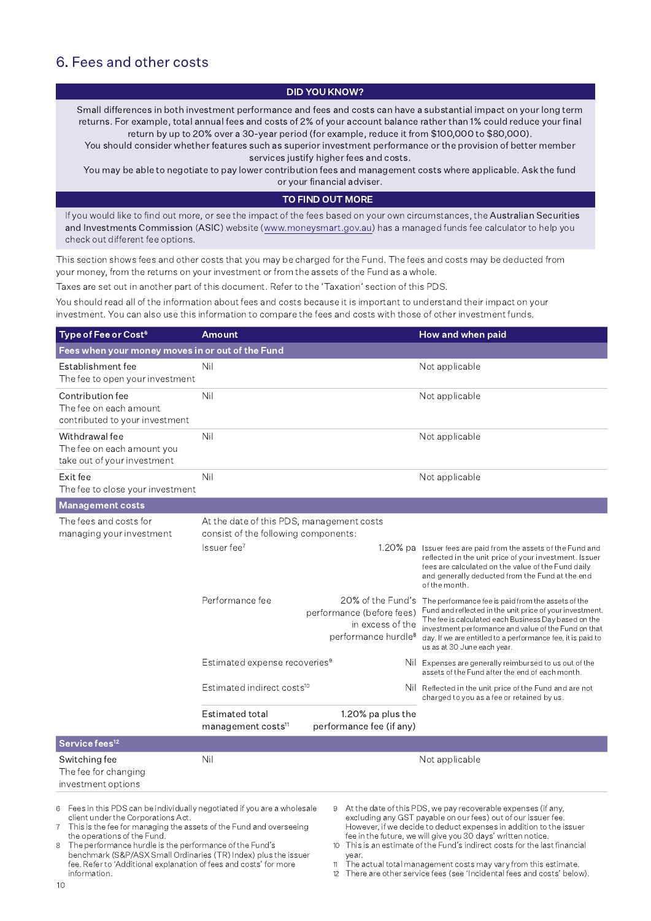## 6. Fees and other costs

| DID YOU KNOW? |
|---|
| Small differences in both investment performance and fees and costs can have a substantial impact on your long term returns. For example, total annual fees and costs of 2% of your account balance rather than 1% could reduce your final return by up to 20% over a 30-year period (for example, reduce it from $100,000 to $80,000). You should consider whether features such as superior investment performance or the provision of better member services justify higher fees and costs. You may be able to negotiate to pay lower contribution fees and management costs where applicable. Ask the fund or your financial adviser. |
| **TO FIND OUT MORE** |
| If you would like to find out more, or see the impact of the fees based on your own circumstances, the **Australian Securities and Investments Commission** (ASIC) website (www.moneysmart.gov.au) has a managed funds fee calculator to help you check out different fee options. |

This section shows fees and other costs that you may be charged for the Fund. The fees and costs may be deducted from your money, from the returns on your investment or from the assets of the Fund as a whole.

Taxes are set out in another part of this document. Refer to the 'Taxation' section of this PDS.

You should read all of the information about fees and costs because it is important to understand their impact on your investment. You can also use this information to compare the fees and costs with those of other investment funds.

| Type of Fee or Cost[6] | Amount | | How and when paid |
|---|---|---|---|
| **Fees when your money moves in or out of the Fund** | | | |
| Establishment fee<br>The fee to open your investment | Nil | | Not applicable |
| Contribution fee<br>The fee on each amount contributed to your investment | Nil | | Not applicable |
| Withdrawal fee<br>The fee on each amount you take out of your investment | Nil | | Not applicable |
| Exit fee<br>The fee to close your investment | Nil | | Not applicable |
| **Management costs** | | | |
| The fees and costs for managing your investment | At the date of this PDS, management costs consist of the following components: | | |
| | Issuer fee[7] | 1.20% pa | Issuer fees are paid from the assets of the Fund and reflected in the unit price of your investment. Issuer fees are calculated on the value of the Fund daily and generally deducted from the Fund at the end of the month. |
| | Performance fee | 20% of the Fund's performance (before fees) in excess of the performance hurdle[8] | The performance fee is paid from the assets of the Fund and reflected in the unit price of your investment. The fee is calculated each Business Day based on the investment performance and value of the Fund on that day. If we are entitled to a performance fee, it is paid to us as at 30 June each year. |
| | Estimated expense recoveries[9] | Nil | Expenses are generally reimbursed to us out of the assets of the Fund after the end of each month. |
| | Estimated indirect costs[10] | Nil | Reflected in the unit price of the Fund and are not charged to you as a fee or retained by us. |
| | Estimated total management costs[11] | 1.20% pa plus the performance fee (if any) | |
| **Service fees[12]** | | | |
| Switching fee<br>The fee for changing investment options | Nil | | Not applicable |

6 Fees in this PDS can be individually negotiated if you are a wholesale client under the Corporations Act.

7 This is the fee for managing the assets of the Fund and overseeing the operations of the Fund.

8 The performance hurdle is the performance of the Fund's benchmark (S&P/ASX Small Ordinaries (TR) Index) plus the issuer fee. Refer to 'Additional explanation of fees and costs' for more information.

9 At the date of this PDS, we pay recoverable expenses (if any, excluding any GST payable on our fees) out of our issuer fee. However, if we decide to deduct expenses in addition to the issuer fee in the future, we will give you 30 days' written notice.

10 This is an estimate of the Fund's indirect costs for the last financial year.

11 The actual total management costs may vary from this estimate.

12 There are other service fees (see 'Incidental fees and costs' below).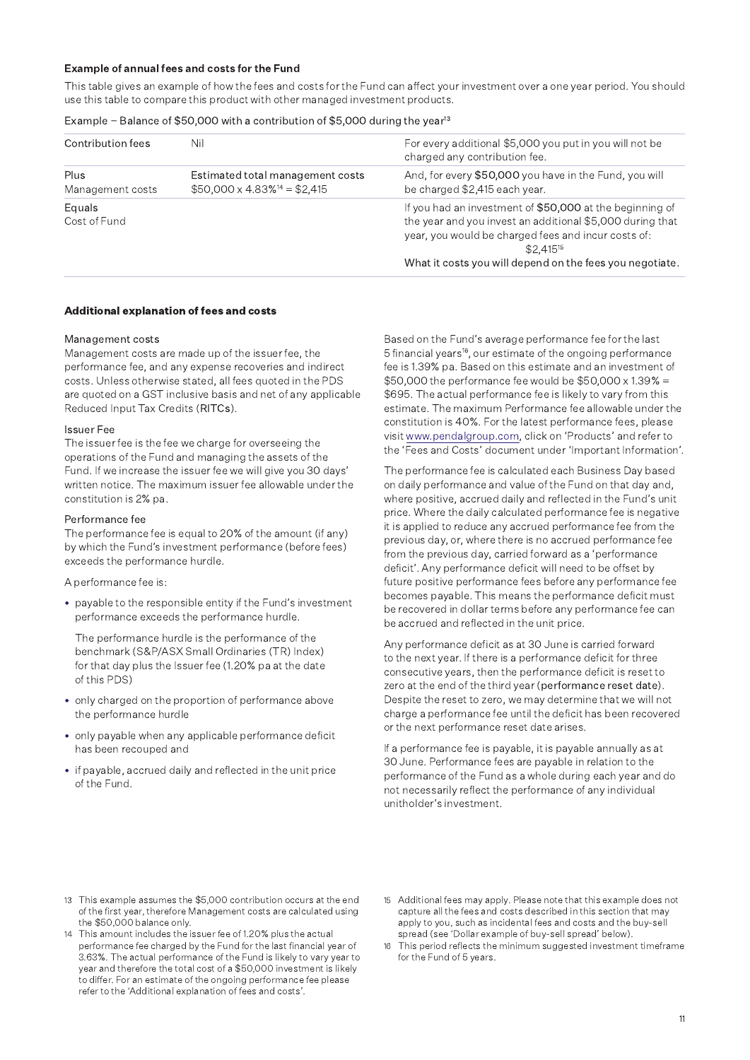### Example of annual fees and costs for the Fund

This table gives an example of how the fees and costs for the Fund can affect your investment over a one year period. You should use this table to compare this product with other managed investment products.

Example – Balance of $50,000 with a contribution of $5,000 during the year[13]

| | | |
|---|---|---|
| Contribution fees | Nil | For every additional $5,000 you put in you will not be charged any contribution fee. |
| Plus<br>Management costs | Estimated total management costs<br>$50,000 x 4.83%[14] = $2,415 | And, for every **$50,000** you have in the Fund, you will be charged $2,415 each year. |
| Equals<br>Cost of Fund | | If you had an investment of **$50,000** at the beginning of the year and you invest an additional $5,000 during that year, you would be charged fees and incur costs of:<br>$2,415[15]<br>What it costs you will depend on the fees you negotiate. |

### Additional explanation of fees and costs

#### Management costs

Management costs are made up of the issuer fee, the performance fee, and any expense recoveries and indirect costs. Unless otherwise stated, all fees quoted in the PDS are quoted on a GST inclusive basis and net of any applicable Reduced Input Tax Credits (**RITCs**).

#### Issuer Fee

The issuer fee is the fee we charge for overseeing the operations of the Fund and managing the assets of the Fund. If we increase the issuer fee we will give you 30 days' written notice. The maximum issuer fee allowable under the constitution is 2% pa.

#### Performance fee

The performance fee is equal to 20% of the amount (if any) by which the Fund's investment performance (before fees) exceeds the performance hurdle.

A performance fee is:

- payable to the responsible entity if the Fund's investment performance exceeds the performance hurdle.

  The performance hurdle is the performance of the benchmark (S&P/ASX Small Ordinaries (TR) Index) for that day plus the Issuer fee (1.20% pa at the date of this PDS)
- only charged on the proportion of performance above the performance hurdle
- only payable when any applicable performance deficit has been recouped and
- if payable, accrued daily and reflected in the unit price of the Fund.

Based on the Fund's average performance fee for the last 5 financial years[16], our estimate of the ongoing performance fee is 1.39% pa. Based on this estimate and an investment of $50,000 the performance fee would be $50,000 x 1.39% = $695. The actual performance fee is likely to vary from this estimate. The maximum Performance fee allowable under the constitution is 40%. For the latest performance fees, please visit www.pendalgroup.com, click on 'Products' and refer to the 'Fees and Costs' document under 'Important Information'.

The performance fee is calculated each Business Day based on daily performance and value of the Fund on that day and, where positive, accrued daily and reflected in the Fund's unit price. Where the daily calculated performance fee is negative it is applied to reduce any accrued performance fee from the previous day, or, where there is no accrued performance fee from the previous day, carried forward as a 'performance deficit'. Any performance deficit will need to be offset by future positive performance fees before any performance fee becomes payable. This means the performance deficit must be recovered in dollar terms before any performance fee can be accrued and reflected in the unit price.

Any performance deficit as at 30 June is carried forward to the next year. If there is a performance deficit for three consecutive years, then the performance deficit is reset to zero at the end of the third year (**performance reset date**). Despite the reset to zero, we may determine that we will not charge a performance fee until the deficit has been recovered or the next performance reset date arises.

If a performance fee is payable, it is payable annually as at 30 June. Performance fees are payable in relation to the performance of the Fund as a whole during each year and do not necessarily reflect the performance of any individual unitholder's investment.

---

13 This example assumes the $5,000 contribution occurs at the end of the first year, therefore Management costs are calculated using the $50,000 balance only.

14 This amount includes the issuer fee of 1.20% plus the actual performance fee charged by the Fund for the last financial year of 3.63%. The actual performance of the Fund is likely to vary year to year and therefore the total cost of a $50,000 investment is likely to differ. For an estimate of the ongoing performance fee please refer to the 'Additional explanation of fees and costs'.

15 Additional fees may apply. Please note that this example does not capture all the fees and costs described in this section that may apply to you, such as incidental fees and costs and the buy-sell spread (see 'Dollar example of buy-sell spread' below).

16 This period reflects the minimum suggested investment timeframe for the Fund of 5 years.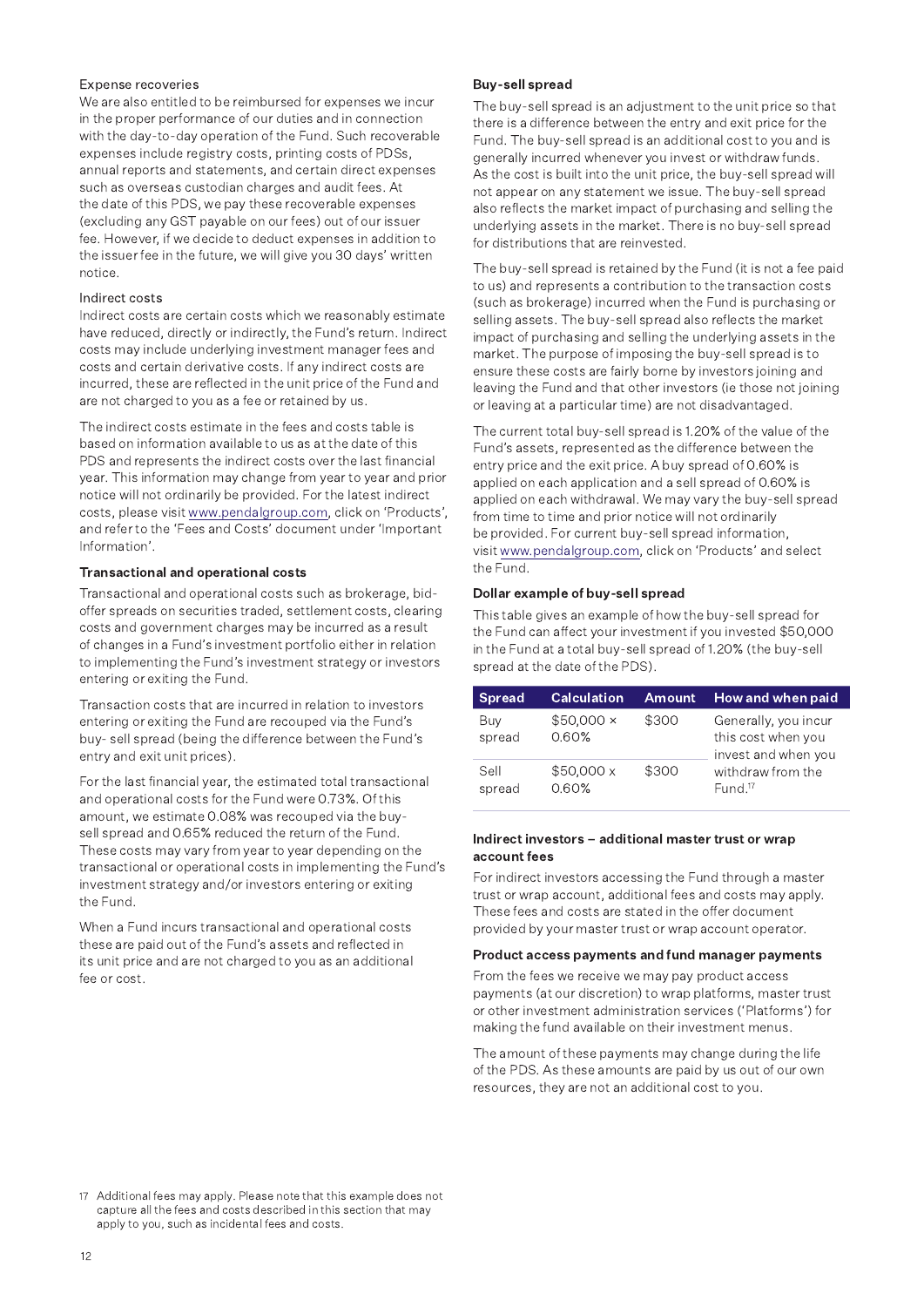Expense recoveries

We are also entitled to be reimbursed for expenses we incur in the proper performance of our duties and in connection with the day-to-day operation of the Fund. Such recoverable expenses include registry costs, printing costs of PDSs, annual reports and statements, and certain direct expenses such as overseas custodian charges and audit fees. At the date of this PDS, we pay these recoverable expenses (excluding any GST payable on our fees) out of our issuer fee. However, if we decide to deduct expenses in addition to the issuer fee in the future, we will give you 30 days' written notice.

Indirect costs

Indirect costs are certain costs which we reasonably estimate have reduced, directly or indirectly, the Fund's return. Indirect costs may include underlying investment manager fees and costs and certain derivative costs. If any indirect costs are incurred, these are reflected in the unit price of the Fund and are not charged to you as a fee or retained by us.

The indirect costs estimate in the fees and costs table is based on information available to us as at the date of this PDS and represents the indirect costs over the last financial year. This information may change from year to year and prior notice will not ordinarily be provided. For the latest indirect costs, please visit www.pendalgroup.com, click on 'Products', and refer to the 'Fees and Costs' document under 'Important Information'.

**Transactional and operational costs**

Transactional and operational costs such as brokerage, bid-offer spreads on securities traded, settlement costs, clearing costs and government charges may be incurred as a result of changes in a Fund's investment portfolio either in relation to implementing the Fund's investment strategy or investors entering or exiting the Fund.

Transaction costs that are incurred in relation to investors entering or exiting the Fund are recouped via the Fund's buy- sell spread (being the difference between the Fund's entry and exit unit prices).

For the last financial year, the estimated total transactional and operational costs for the Fund were 0.73%. Of this amount, we estimate 0.08% was recouped via the buy-sell spread and 0.65% reduced the return of the Fund. These costs may vary from year to year depending on the transactional or operational costs in implementing the Fund's investment strategy and/or investors entering or exiting the Fund.

When a Fund incurs transactional and operational costs these are paid out of the Fund's assets and reflected in its unit price and are not charged to you as an additional fee or cost.

**Buy-sell spread**

The buy-sell spread is an adjustment to the unit price so that there is a difference between the entry and exit price for the Fund. The buy-sell spread is an additional cost to you and is generally incurred whenever you invest or withdraw funds. As the cost is built into the unit price, the buy-sell spread will not appear on any statement we issue. The buy-sell spread also reflects the market impact of purchasing and selling the underlying assets in the market. There is no buy-sell spread for distributions that are reinvested.

The buy-sell spread is retained by the Fund (it is not a fee paid to us) and represents a contribution to the transaction costs (such as brokerage) incurred when the Fund is purchasing or selling assets. The buy-sell spread also reflects the market impact of purchasing and selling the underlying assets in the market. The purpose of imposing the buy-sell spread is to ensure these costs are fairly borne by investors joining and leaving the Fund and that other investors (ie those not joining or leaving at a particular time) are not disadvantaged.

The current total buy-sell spread is 1.20% of the value of the Fund's assets, represented as the difference between the entry price and the exit price. A buy spread of 0.60% is applied on each application and a sell spread of 0.60% is applied on each withdrawal. We may vary the buy-sell spread from time to time and prior notice will not ordinarily be provided. For current buy-sell spread information, visit www.pendalgroup.com, click on 'Products' and select the Fund.

**Dollar example of buy-sell spread**

This table gives an example of how the buy-sell spread for the Fund can affect your investment if you invested $50,000 in the Fund at a total buy-sell spread of 1.20% (the buy-sell spread at the date of the PDS).

| Spread | Calculation | Amount | How and when paid |
|---|---|---|---|
| Buy spread | $50,000 × 0.60% | $300 | Generally, you incur this cost when you invest and when you withdraw from the Fund.[17] |
| Sell spread | $50,000 x 0.60% | $300 | |

**Indirect investors – additional master trust or wrap account fees**

For indirect investors accessing the Fund through a master trust or wrap account, additional fees and costs may apply. These fees and costs are stated in the offer document provided by your master trust or wrap account operator.

**Product access payments and fund manager payments**

From the fees we receive we may pay product access payments (at our discretion) to wrap platforms, master trust or other investment administration services ('Platforms') for making the fund available on their investment menus.

The amount of these payments may change during the life of the PDS. As these amounts are paid by us out of our own resources, they are not an additional cost to you.

17 Additional fees may apply. Please note that this example does not capture all the fees and costs described in this section that may apply to you, such as incidental fees and costs.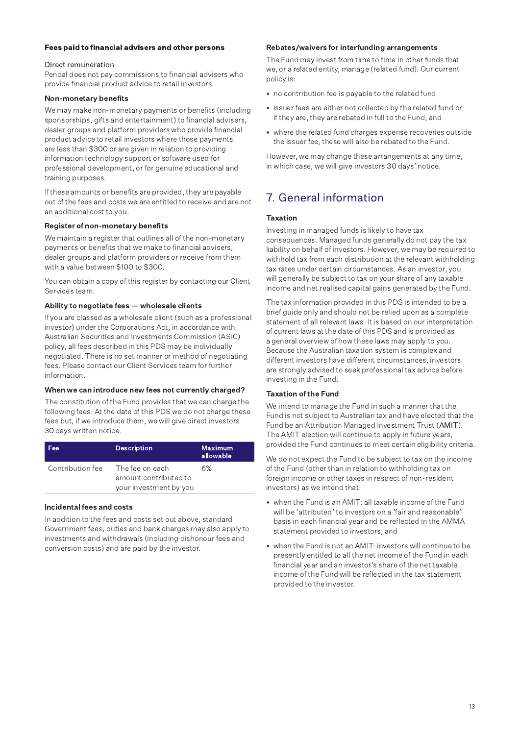### Fees paid to financial advisers and other persons

Direct remuneration
Pendal does not pay commissions to financial advisers who provide financial product advice to retail investors.

### Non-monetary benefits

We may make non-monetary payments or benefits (including sponsorships, gifts and entertainment) to financial advisers, dealer groups and platform providers who provide financial product advice to retail investors where those payments are less than $300 or are given in relation to providing information technology support or software used for professional development, or for genuine educational and training purposes.

If these amounts or benefits are provided, they are payable out of the fees and costs we are entitled to receive and are not an additional cost to you.

### Register of non-monetary benefits

We maintain a register that outlines all of the non-monetary payments or benefits that we make to financial advisers, dealer groups and platform providers or receive from them with a value between $100 to $300.

You can obtain a copy of this register by contacting our Client Services team.

### Ability to negotiate fees — wholesale clients

If you are classed as a wholesale client (such as a professional investor) under the Corporations Act, in accordance with Australian Securities and Investments Commission (ASIC) policy, all fees described in this PDS may be individually negotiated. There is no set manner or method of negotiating fees. Please contact our Client Services team for further information.

### When we can introduce new fees not currently charged?

The constitution of the Fund provides that we can charge the following fees. At the date of this PDS we do not charge these fees but, if we introduce them, we will give direct investors 30 days written notice.

| Fee | Description | Maximum allowable |
|---|---|---|
| Contribution fee | The fee on each amount contributed to your investment by you | 6% |

### Incidental fees and costs

In addition to the fees and costs set out above, standard Government fees, duties and bank charges may also apply to investments and withdrawals (including dishonour fees and conversion costs) and are paid by the investor.

### Rebates/waivers for interfunding arrangements

The Fund may invest from time to time in other funds that we, or a related entity, manage (related fund). Our current policy is:

- no contribution fee is payable to the related fund
- issuer fees are either not collected by the related fund or if they are, they are rebated in full to the Fund; and
- where the related fund charges expense recoveries outside the issuer fee, these will also be rebated to the Fund.

However, we may change these arrangements at any time, in which case, we will give investors 30 days' notice.

## 7. General information

### Taxation

Investing in managed funds is likely to have tax consequences. Managed funds generally do not pay the tax liability on behalf of investors. However, we may be required to withhold tax from each distribution at the relevant withholding tax rates under certain circumstances. As an investor, you will generally be subject to tax on your share of any taxable income and net realised capital gains generated by the Fund.

The tax information provided in this PDS is intended to be a brief guide only and should not be relied upon as a complete statement of all relevant laws. It is based on our interpretation of current laws at the date of this PDS and is provided as a general overview of how these laws may apply to you. Because the Australian taxation system is complex and different investors have different circumstances, investors are strongly advised to seek professional tax advice before investing in the Fund.

### Taxation of the Fund

We intend to manage the Fund in such a manner that the Fund is not subject to Australian tax and have elected that the Fund be an Attribution Managed Investment Trust (**AMIT**). The AMIT election will continue to apply in future years, provided the Fund continues to meet certain eligibility criteria.

We do not expect the Fund to be subject to tax on the income of the Fund (other than in relation to withholding tax on foreign income or other taxes in respect of non-resident investors) as we intend that:

- when the Fund is an AMIT: all taxable income of the Fund will be 'attributed' to investors on a 'fair and reasonable' basis in each financial year and be reflected in the AMMA statement provided to investors; and
- when the Fund is not an AMIT: investors will continue to be presently entitled to all the net income of the Fund in each financial year and an investor's share of the net taxable income of the Fund will be reflected in the tax statement provided to the investor.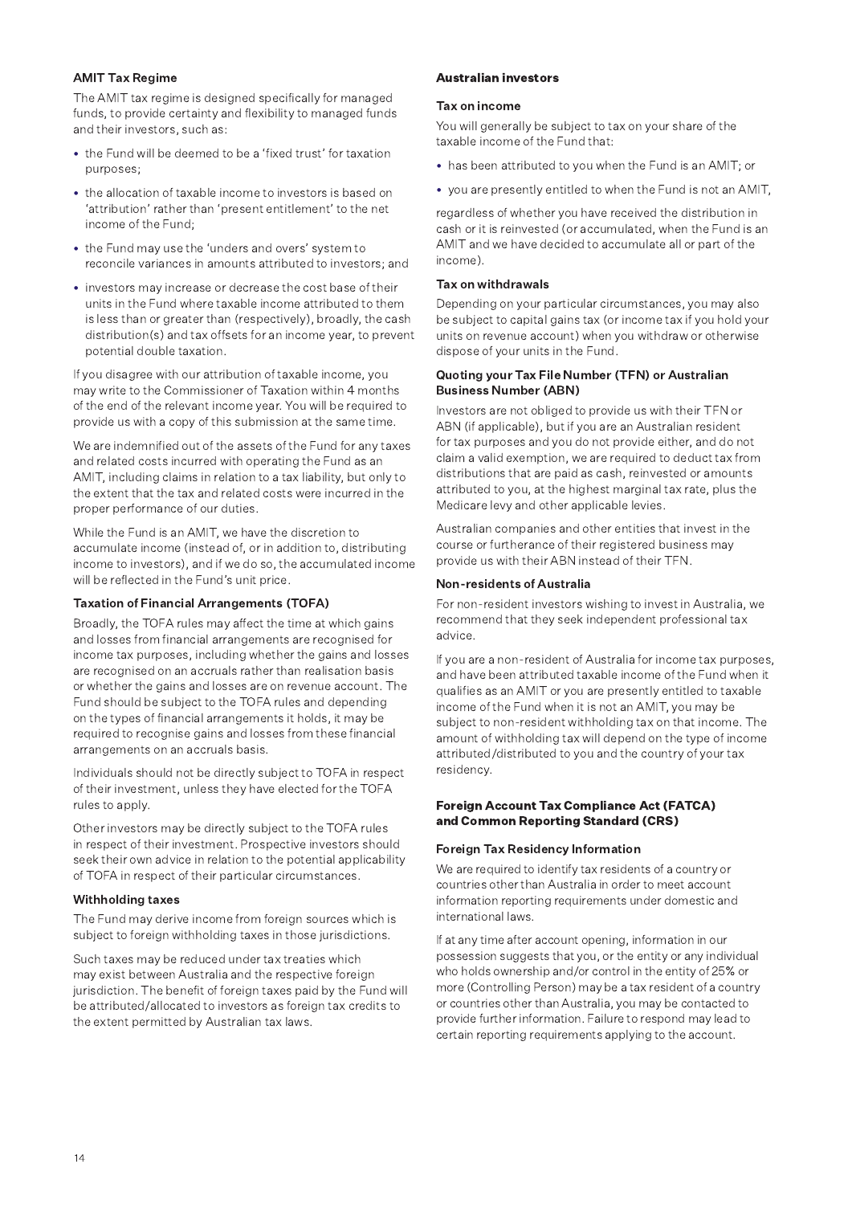### AMIT Tax Regime

The AMIT tax regime is designed specifically for managed funds, to provide certainty and flexibility to managed funds and their investors, such as:

- the Fund will be deemed to be a 'fixed trust' for taxation purposes;
- the allocation of taxable income to investors is based on 'attribution' rather than 'present entitlement' to the net income of the Fund;
- the Fund may use the 'unders and overs' system to reconcile variances in amounts attributed to investors; and
- investors may increase or decrease the cost base of their units in the Fund where taxable income attributed to them is less than or greater than (respectively), broadly, the cash distribution(s) and tax offsets for an income year, to prevent potential double taxation.

If you disagree with our attribution of taxable income, you may write to the Commissioner of Taxation within 4 months of the end of the relevant income year. You will be required to provide us with a copy of this submission at the same time.

We are indemnified out of the assets of the Fund for any taxes and related costs incurred with operating the Fund as an AMIT, including claims in relation to a tax liability, but only to the extent that the tax and related costs were incurred in the proper performance of our duties.

While the Fund is an AMIT, we have the discretion to accumulate income (instead of, or in addition to, distributing income to investors), and if we do so, the accumulated income will be reflected in the Fund's unit price.

### Taxation of Financial Arrangements (TOFA)

Broadly, the TOFA rules may affect the time at which gains and losses from financial arrangements are recognised for income tax purposes, including whether the gains and losses are recognised on an accruals rather than realisation basis or whether the gains and losses are on revenue account. The Fund should be subject to the TOFA rules and depending on the types of financial arrangements it holds, it may be required to recognise gains and losses from these financial arrangements on an accruals basis.

Individuals should not be directly subject to TOFA in respect of their investment, unless they have elected for the TOFA rules to apply.

Other investors may be directly subject to the TOFA rules in respect of their investment. Prospective investors should seek their own advice in relation to the potential applicability of TOFA in respect of their particular circumstances.

### Withholding taxes

The Fund may derive income from foreign sources which is subject to foreign withholding taxes in those jurisdictions.

Such taxes may be reduced under tax treaties which may exist between Australia and the respective foreign jurisdiction. The benefit of foreign taxes paid by the Fund will be attributed/allocated to investors as foreign tax credits to the extent permitted by Australian tax laws.

## Australian investors

### Tax on income

You will generally be subject to tax on your share of the taxable income of the Fund that:

- has been attributed to you when the Fund is an AMIT; or
- you are presently entitled to when the Fund is not an AMIT,

regardless of whether you have received the distribution in cash or it is reinvested (or accumulated, when the Fund is an AMIT and we have decided to accumulate all or part of the income).

### Tax on withdrawals

Depending on your particular circumstances, you may also be subject to capital gains tax (or income tax if you hold your units on revenue account) when you withdraw or otherwise dispose of your units in the Fund.

### Quoting your Tax File Number (TFN) or Australian Business Number (ABN)

Investors are not obliged to provide us with their TFN or ABN (if applicable), but if you are an Australian resident for tax purposes and you do not provide either, and do not claim a valid exemption, we are required to deduct tax from distributions that are paid as cash, reinvested or amounts attributed to you, at the highest marginal tax rate, plus the Medicare levy and other applicable levies.

Australian companies and other entities that invest in the course or furtherance of their registered business may provide us with their ABN instead of their TFN.

### Non-residents of Australia

For non-resident investors wishing to invest in Australia, we recommend that they seek independent professional tax advice.

If you are a non-resident of Australia for income tax purposes, and have been attributed taxable income of the Fund when it qualifies as an AMIT or you are presently entitled to taxable income of the Fund when it is not an AMIT, you may be subject to non-resident withholding tax on that income. The amount of withholding tax will depend on the type of income attributed/distributed to you and the country of your tax residency.

## Foreign Account Tax Compliance Act (FATCA) and Common Reporting Standard (CRS)

### Foreign Tax Residency Information

We are required to identify tax residents of a country or countries other than Australia in order to meet account information reporting requirements under domestic and international laws.

If at any time after account opening, information in our possession suggests that you, or the entity or any individual who holds ownership and/or control in the entity of 25% or more (Controlling Person) may be a tax resident of a country or countries other than Australia, you may be contacted to provide further information. Failure to respond may lead to certain reporting requirements applying to the account.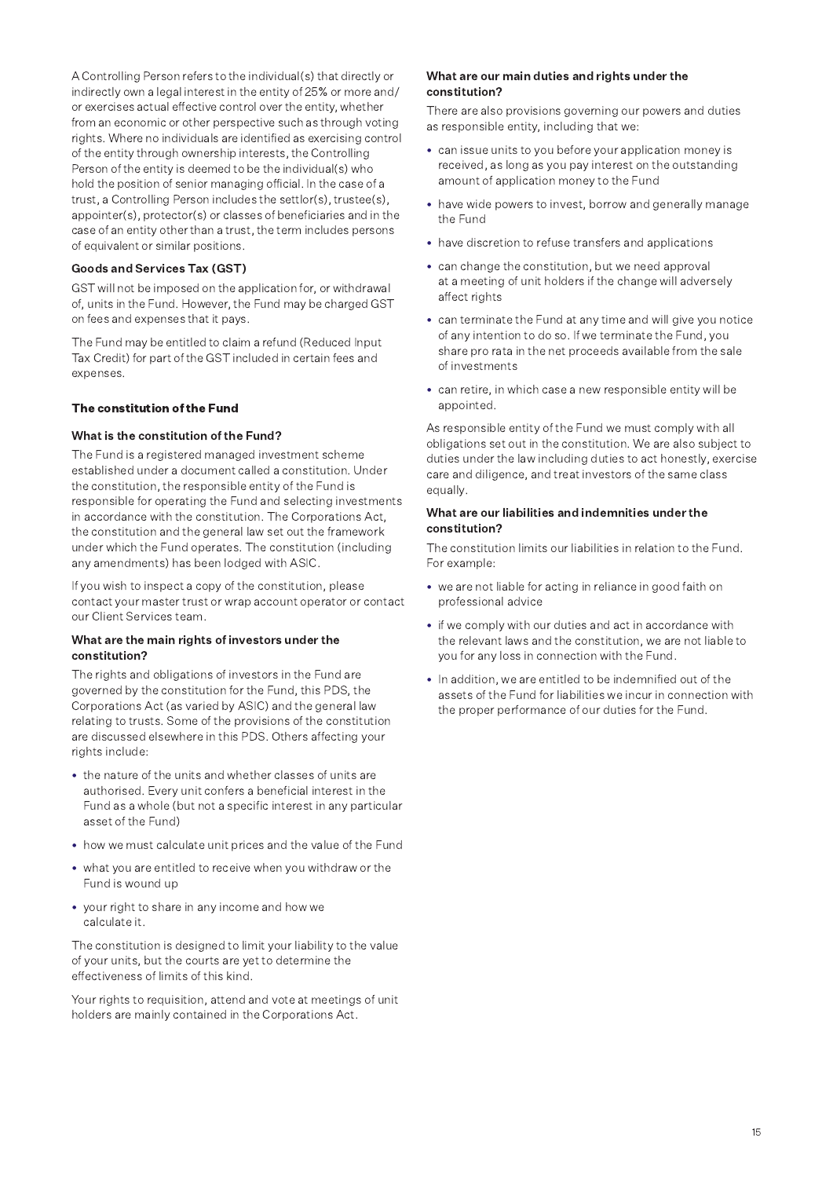A Controlling Person refers to the individual(s) that directly or indirectly own a legal interest in the entity of 25% or more and/or exercises actual effective control over the entity, whether from an economic or other perspective such as through voting rights. Where no individuals are identified as exercising control of the entity through ownership interests, the Controlling Person of the entity is deemed to be the individual(s) who hold the position of senior managing official. In the case of a trust, a Controlling Person includes the settlor(s), trustee(s), appointer(s), protector(s) or classes of beneficiaries and in the case of an entity other than a trust, the term includes persons of equivalent or similar positions.

### Goods and Services Tax (GST)

GST will not be imposed on the application for, or withdrawal of, units in the Fund. However, the Fund may be charged GST on fees and expenses that it pays.

The Fund may be entitled to claim a refund (Reduced Input Tax Credit) for part of the GST included in certain fees and expenses.

## The constitution of the Fund

### What is the constitution of the Fund?

The Fund is a registered managed investment scheme established under a document called a constitution. Under the constitution, the responsible entity of the Fund is responsible for operating the Fund and selecting investments in accordance with the constitution. The Corporations Act, the constitution and the general law set out the framework under which the Fund operates. The constitution (including any amendments) has been lodged with ASIC.

If you wish to inspect a copy of the constitution, please contact your master trust or wrap account operator or contact our Client Services team.

### What are the main rights of investors under the constitution?

The rights and obligations of investors in the Fund are governed by the constitution for the Fund, this PDS, the Corporations Act (as varied by ASIC) and the general law relating to trusts. Some of the provisions of the constitution are discussed elsewhere in this PDS. Others affecting your rights include:

- the nature of the units and whether classes of units are authorised. Every unit confers a beneficial interest in the Fund as a whole (but not a specific interest in any particular asset of the Fund)
- how we must calculate unit prices and the value of the Fund
- what you are entitled to receive when you withdraw or the Fund is wound up
- your right to share in any income and how we calculate it.

The constitution is designed to limit your liability to the value of your units, but the courts are yet to determine the effectiveness of limits of this kind.

Your rights to requisition, attend and vote at meetings of unit holders are mainly contained in the Corporations Act.

### What are our main duties and rights under the constitution?

There are also provisions governing our powers and duties as responsible entity, including that we:

- can issue units to you before your application money is received, as long as you pay interest on the outstanding amount of application money to the Fund
- have wide powers to invest, borrow and generally manage the Fund
- have discretion to refuse transfers and applications
- can change the constitution, but we need approval at a meeting of unit holders if the change will adversely affect rights
- can terminate the Fund at any time and will give you notice of any intention to do so. If we terminate the Fund, you share pro rata in the net proceeds available from the sale of investments
- can retire, in which case a new responsible entity will be appointed.

As responsible entity of the Fund we must comply with all obligations set out in the constitution. We are also subject to duties under the law including duties to act honestly, exercise care and diligence, and treat investors of the same class equally.

### What are our liabilities and indemnities under the constitution?

The constitution limits our liabilities in relation to the Fund. For example:

- we are not liable for acting in reliance in good faith on professional advice
- if we comply with our duties and act in accordance with the relevant laws and the constitution, we are not liable to you for any loss in connection with the Fund.
- In addition, we are entitled to be indemnified out of the assets of the Fund for liabilities we incur in connection with the proper performance of our duties for the Fund.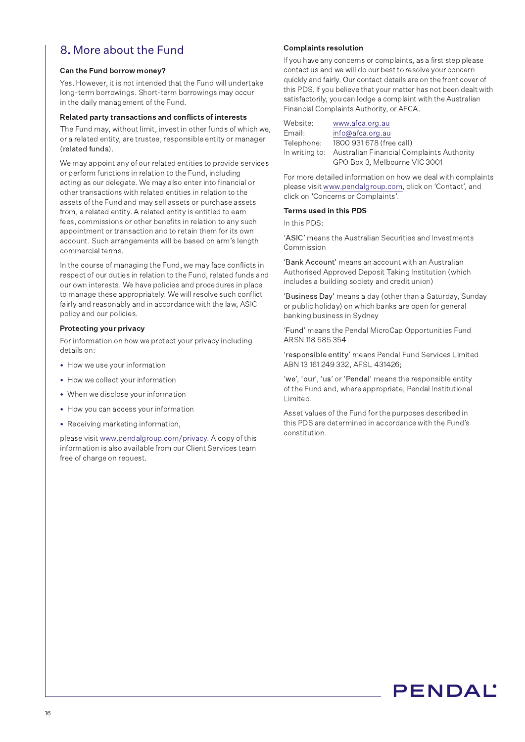## 8. More about the Fund

### Can the Fund borrow money?

Yes. However, it is not intended that the Fund will undertake long-term borrowings. Short-term borrowings may occur in the daily management of the Fund.

### Related party transactions and conflicts of interests

The Fund may, without limit, invest in other funds of which we, or a related entity, are trustee, responsible entity or manager (related funds).

We may appoint any of our related entities to provide services or perform functions in relation to the Fund, including acting as our delegate. We may also enter into financial or other transactions with related entities in relation to the assets of the Fund and may sell assets or purchase assets from, a related entity. A related entity is entitled to earn fees, commissions or other benefits in relation to any such appointment or transaction and to retain them for its own account. Such arrangements will be based on arm's length commercial terms.

In the course of managing the Fund, we may face conflicts in respect of our duties in relation to the Fund, related funds and our own interests. We have policies and procedures in place to manage these appropriately. We will resolve such conflict fairly and reasonably and in accordance with the law, ASIC policy and our policies.

### Protecting your privacy

For information on how we protect your privacy including details on:

- How we use your information
- How we collect your information
- When we disclose your information
- How you can access your information
- Receiving marketing information,

please visit www.pendalgroup.com/privacy. A copy of this information is also available from our Client Services team free of charge on request.

### Complaints resolution

If you have any concerns or complaints, as a first step please contact us and we will do our best to resolve your concern quickly and fairly. Our contact details are on the front cover of this PDS. If you believe that your matter has not been dealt with satisfactorily, you can lodge a complaint with the Australian Financial Complaints Authority, or AFCA.

| | |
|---|---|
| Website: | www.afca.org.au |
| Email: | info@afca.org.au |
| Telephone: | 1800 931 678 (free call) |
| In writing to: | Australian Financial Complaints Authority<br>GPO Box 3, Melbourne VIC 3001 |

For more detailed information on how we deal with complaints please visit www.pendalgroup.com, click on 'Contact', and click on 'Concerns or Complaints'.

### Terms used in this PDS

In this PDS:

'ASIC' means the Australian Securities and Investments Commission

'Bank Account' means an account with an Australian Authorised Approved Deposit Taking Institution (which includes a building society and credit union)

'Business Day' means a day (other than a Saturday, Sunday or public holiday) on which banks are open for general banking business in Sydney

'Fund' means the Pendal MicroCap Opportunities Fund ARSN 118 585 354

'responsible entity' means Pendal Fund Services Limited ABN 13 161 249 332, AFSL 431426;

'we', 'our', 'us' or 'Pendal' means the responsible entity of the Fund and, where appropriate, Pendal Institutional Limited.

Asset values of the Fund for the purposes described in this PDS are determined in accordance with the Fund's constitution.

PENDAL